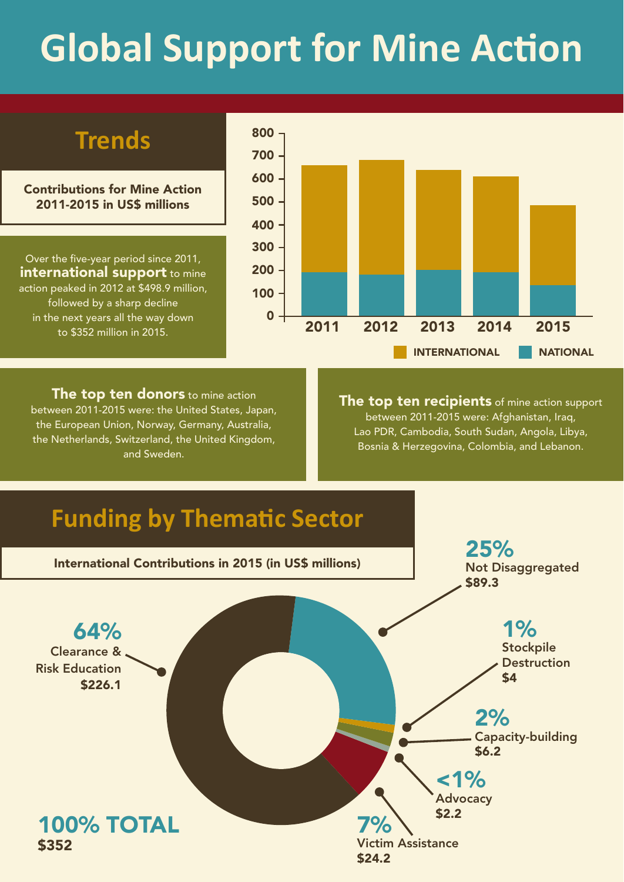# Global Support for Mine Action

## Trends

**Contributions for Mine Action 2011-2015 in US$ millions**

Over the five-year period since 2011, **international support** to mine action peaked in 2012 at $498.9 million, followed by a sharp decline in the next years all the way down to $352 million in 2015.

800
700
600
500
400
300
200
100
0

2011 2012 2013 2014 2015

INTERNATIONAL NATIONAL

**The top ten donors** to mine action between 2011-2015 were: the United States, Japan, the European Union, Norway, Germany, Australia, the Netherlands, Switzerland, the United Kingdom, and Sweden.

**The top ten recipients** of mine action support between 2011-2015 were: Afghanistan, Iraq, Lao PDR, Cambodia, South Sudan, Angola, Libya, Bosnia & Herzegovina, Colombia, and Lebanon.

## Funding by Thematic Sector

**International Contributions in 2015 (in US$ millions)**

| Sector | Percentage | Amount (US$ millions) |
|---|---|---|
| Clearance & Risk Education | 64% | $226.1 |
| Not Disaggregated | 25% | $89.3 |
| Stockpile Destruction | 1% | $4 |
| Capacity-building | 2% | $6.2 |
| Advocacy | <1% | $2.2 |
| Victim Assistance | 7% | $24.2 |
| **100% TOTAL** | | **$352** |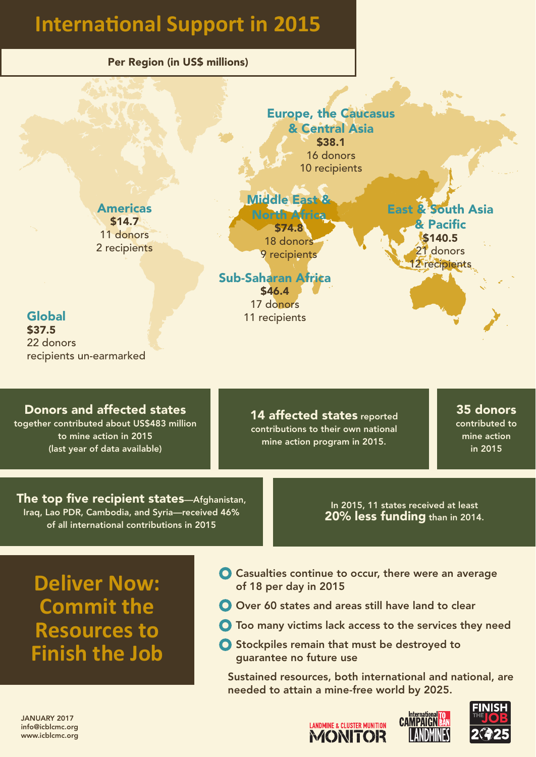# International Support in 2015

**Per Region (in US$ millions)**

**Europe, the Caucasus & Central Asia**
**$38.1**
16 donors
10 recipients

**Americas**
**$14.7**
11 donors
2 recipients

**Middle East & North Africa**
**$74.8**
18 donors
9 recipients

**East & South Asia & Pacific**
**$140.5**
21 donors
12 recipients

**Sub-Saharan Africa**
**$46.4**
17 donors
11 recipients

**Global**
**$37.5**
22 donors
recipients un-earmarked

**Donors and affected states** together contributed about US$483 million to mine action in 2015 (last year of data available)

**14 affected states** reported contributions to their own national mine action program in 2015.

**35 donors** contributed to mine action in 2015

**The top five recipient states**—Afghanistan, Iraq, Lao PDR, Cambodia, and Syria—received 46% of all international contributions in 2015

In 2015, 11 states received at least **20% less funding** than in 2014.

## Deliver Now: Commit the Resources to Finish the Job

- Casualties continue to occur, there were an average of 18 per day in 2015
- Over 60 states and areas still have land to clear
- Too many victims lack access to the services they need
- Stockpiles remain that must be destroyed to guarantee no future use

Sustained resources, both international and national, are needed to attain a mine-free world by 2025.

JANUARY 2017
info@icblcmc.org
www.icblcmc.org

LANDMINE & CLUSTER MUNITION MONITOR
International CAMPAIGN TO BAN LANDMINES
FINISH THE JOB 2025